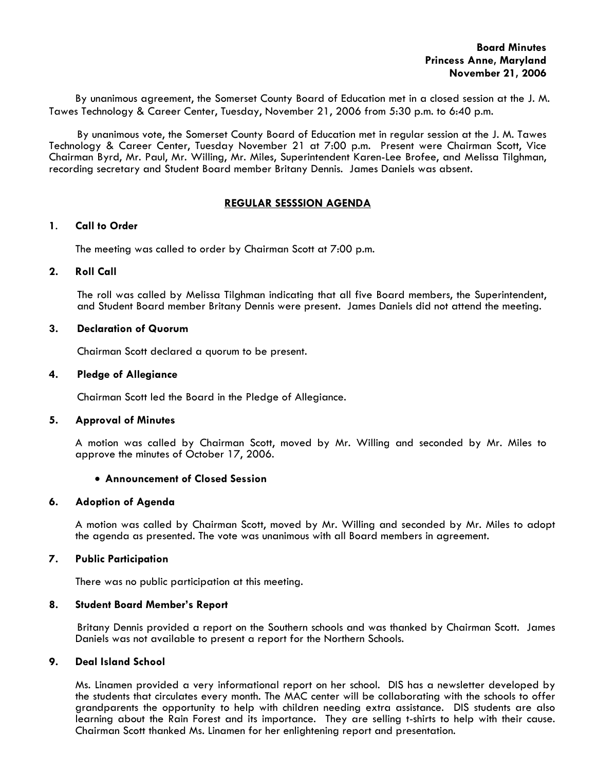**Board Minutes**
**Princess Anne, Maryland**
**November 21, 2006**

By unanimous agreement, the Somerset County Board of Education met in a closed session at the J. M. Tawes Technology & Career Center, Tuesday, November 21, 2006 from 5:30 p.m. to 6:40 p.m.

By unanimous vote, the Somerset County Board of Education met in regular session at the J. M. Tawes Technology & Career Center, Tuesday November 21 at 7:00 p.m. Present were Chairman Scott, Vice Chairman Byrd, Mr. Paul, Mr. Willing, Mr. Miles, Superintendent Karen-Lee Brofee, and Melissa Tilghman, recording secretary and Student Board member Britany Dennis. James Daniels was absent.

## REGULAR SESSSION AGENDA

### 1. Call to Order

The meeting was called to order by Chairman Scott at 7:00 p.m.

### 2. Roll Call

The roll was called by Melissa Tilghman indicating that all five Board members, the Superintendent, and Student Board member Britany Dennis were present. James Daniels did not attend the meeting.

### 3. Declaration of Quorum

Chairman Scott declared a quorum to be present.

### 4. Pledge of Allegiance

Chairman Scott led the Board in the Pledge of Allegiance.

### 5. Approval of Minutes

A motion was called by Chairman Scott, moved by Mr. Willing and seconded by Mr. Miles to approve the minutes of October 17, 2006.

- **Announcement of Closed Session**

### 6. Adoption of Agenda

A motion was called by Chairman Scott, moved by Mr. Willing and seconded by Mr. Miles to adopt the agenda as presented. The vote was unanimous with all Board members in agreement.

### 7. Public Participation

There was no public participation at this meeting.

### 8. Student Board Member's Report

Britany Dennis provided a report on the Southern schools and was thanked by Chairman Scott. James Daniels was not available to present a report for the Northern Schools.

### 9. Deal Island School

Ms. Linamen provided a very informational report on her school. DIS has a newsletter developed by the students that circulates every month. The MAC center will be collaborating with the schools to offer grandparents the opportunity to help with children needing extra assistance. DIS students are also learning about the Rain Forest and its importance. They are selling t-shirts to help with their cause. Chairman Scott thanked Ms. Linamen for her enlightening report and presentation.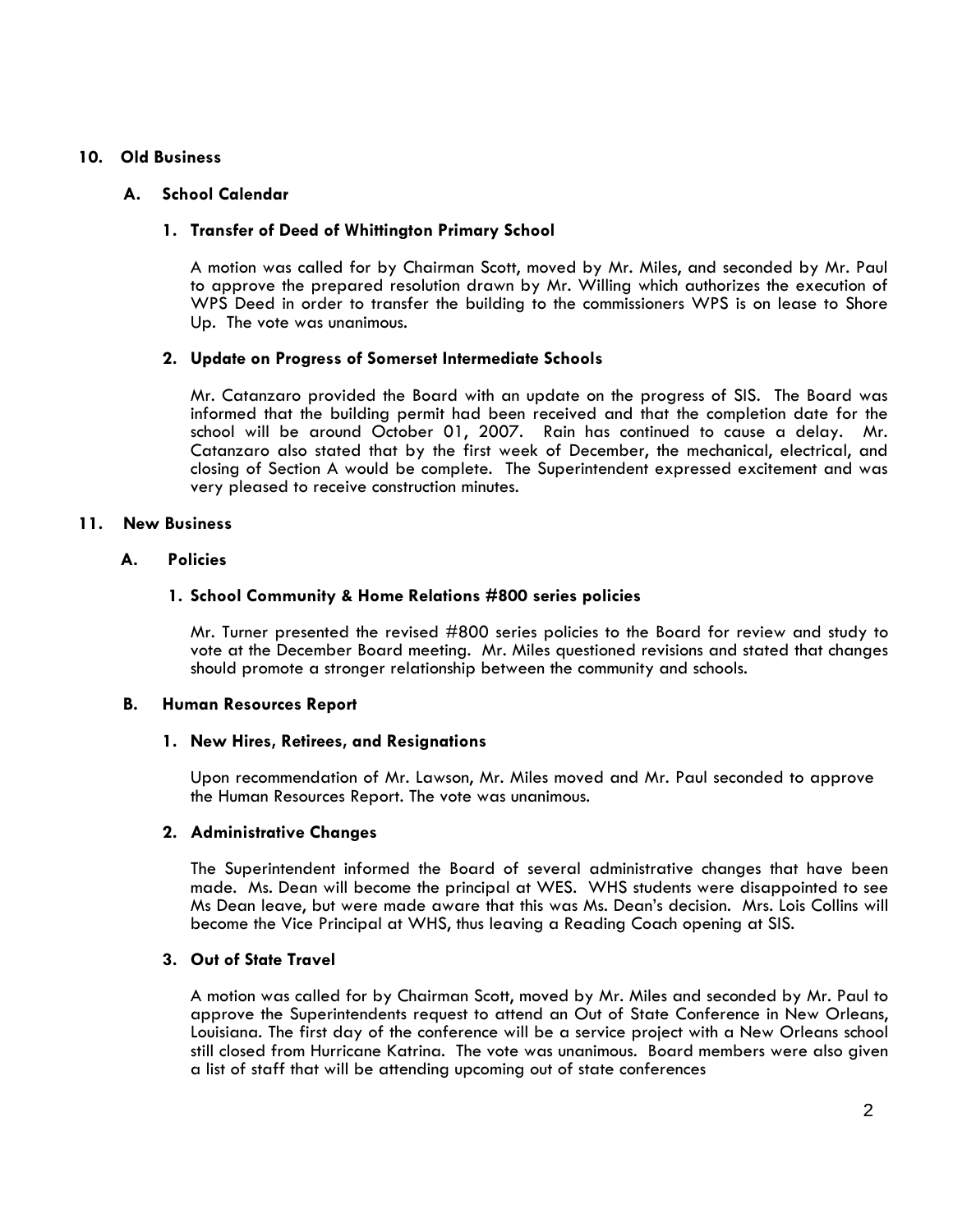## 10. Old Business

### A. School Calendar

#### 1. Transfer of Deed of Whittington Primary School

A motion was called for by Chairman Scott, moved by Mr. Miles, and seconded by Mr. Paul to approve the prepared resolution drawn by Mr. Willing which authorizes the execution of WPS Deed in order to transfer the building to the commissioners WPS is on lease to Shore Up. The vote was unanimous.

#### 2. Update on Progress of Somerset Intermediate Schools

Mr. Catanzaro provided the Board with an update on the progress of SIS. The Board was informed that the building permit had been received and that the completion date for the school will be around October 01, 2007. Rain has continued to cause a delay. Mr. Catanzaro also stated that by the first week of December, the mechanical, electrical, and closing of Section A would be complete. The Superintendent expressed excitement and was very pleased to receive construction minutes.

## 11. New Business

### A. Policies

#### 1. School Community & Home Relations #800 series policies

Mr. Turner presented the revised #800 series policies to the Board for review and study to vote at the December Board meeting. Mr. Miles questioned revisions and stated that changes should promote a stronger relationship between the community and schools.

### B. Human Resources Report

#### 1. New Hires, Retirees, and Resignations

Upon recommendation of Mr. Lawson, Mr. Miles moved and Mr. Paul seconded to approve the Human Resources Report. The vote was unanimous.

#### 2. Administrative Changes

The Superintendent informed the Board of several administrative changes that have been made. Ms. Dean will become the principal at WES. WHS students were disappointed to see Ms Dean leave, but were made aware that this was Ms. Dean's decision. Mrs. Lois Collins will become the Vice Principal at WHS, thus leaving a Reading Coach opening at SIS.

#### 3. Out of State Travel

A motion was called for by Chairman Scott, moved by Mr. Miles and seconded by Mr. Paul to approve the Superintendents request to attend an Out of State Conference in New Orleans, Louisiana. The first day of the conference will be a service project with a New Orleans school still closed from Hurricane Katrina. The vote was unanimous. Board members were also given a list of staff that will be attending upcoming out of state conferences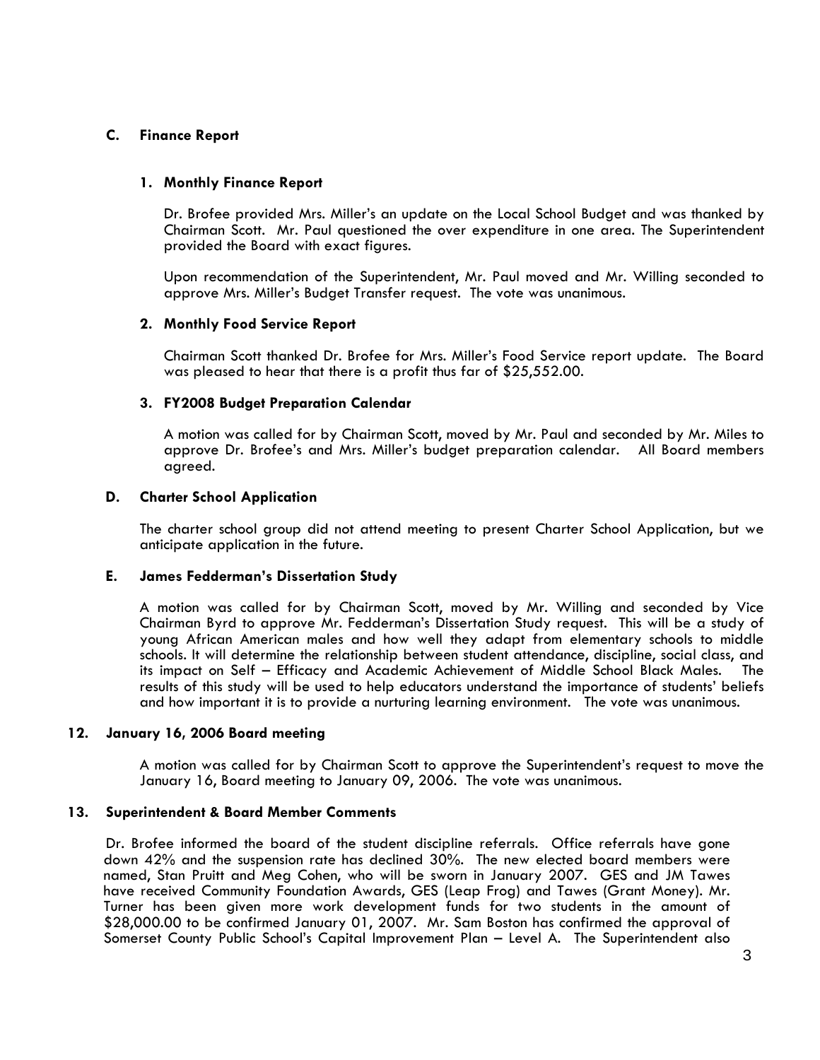### C. Finance Report

#### 1. Monthly Finance Report

Dr. Brofee provided Mrs. Miller's an update on the Local School Budget and was thanked by Chairman Scott. Mr. Paul questioned the over expenditure in one area. The Superintendent provided the Board with exact figures.

Upon recommendation of the Superintendent, Mr. Paul moved and Mr. Willing seconded to approve Mrs. Miller's Budget Transfer request. The vote was unanimous.

#### 2. Monthly Food Service Report

Chairman Scott thanked Dr. Brofee for Mrs. Miller's Food Service report update. The Board was pleased to hear that there is a profit thus far of $25,552.00.

#### 3. FY2008 Budget Preparation Calendar

A motion was called for by Chairman Scott, moved by Mr. Paul and seconded by Mr. Miles to approve Dr. Brofee's and Mrs. Miller's budget preparation calendar. All Board members agreed.

### D. Charter School Application

The charter school group did not attend meeting to present Charter School Application, but we anticipate application in the future.

### E. James Fedderman's Dissertation Study

A motion was called for by Chairman Scott, moved by Mr. Willing and seconded by Vice Chairman Byrd to approve Mr. Fedderman's Dissertation Study request. This will be a study of young African American males and how well they adapt from elementary schools to middle schools. It will determine the relationship between student attendance, discipline, social class, and its impact on Self – Efficacy and Academic Achievement of Middle School Black Males. The results of this study will be used to help educators understand the importance of students' beliefs and how important it is to provide a nurturing learning environment. The vote was unanimous.

## 12. January 16, 2006 Board meeting

A motion was called for by Chairman Scott to approve the Superintendent's request to move the January 16, Board meeting to January 09, 2006. The vote was unanimous.

## 13. Superintendent & Board Member Comments

Dr. Brofee informed the board of the student discipline referrals. Office referrals have gone down 42% and the suspension rate has declined 30%. The new elected board members were named, Stan Pruitt and Meg Cohen, who will be sworn in January 2007. GES and JM Tawes have received Community Foundation Awards, GES (Leap Frog) and Tawes (Grant Money). Mr. Turner has been given more work development funds for two students in the amount of $28,000.00 to be confirmed January 01, 2007. Mr. Sam Boston has confirmed the approval of Somerset County Public School's Capital Improvement Plan – Level A. The Superintendent also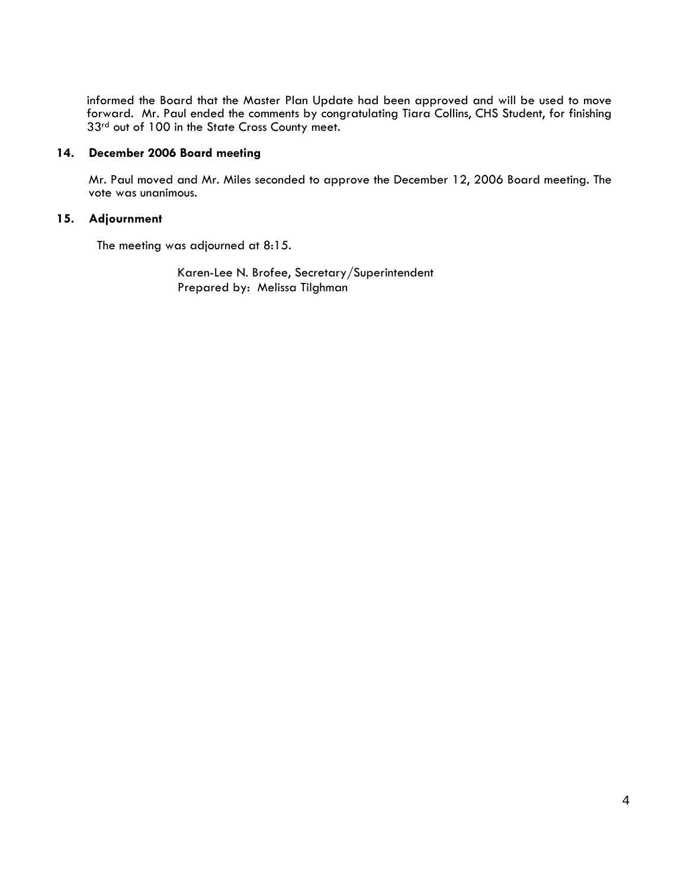informed the Board that the Master Plan Update had been approved and will be used to move forward. Mr. Paul ended the comments by congratulating Tiara Collins, CHS Student, for finishing 33rd out of 100 in the State Cross County meet.

**14. December 2006 Board meeting**

Mr. Paul moved and Mr. Miles seconded to approve the December 12, 2006 Board meeting. The vote was unanimous.

**15. Adjournment**

The meeting was adjourned at 8:15.

Karen-Lee N. Brofee, Secretary/Superintendent
Prepared by: Melissa Tilghman